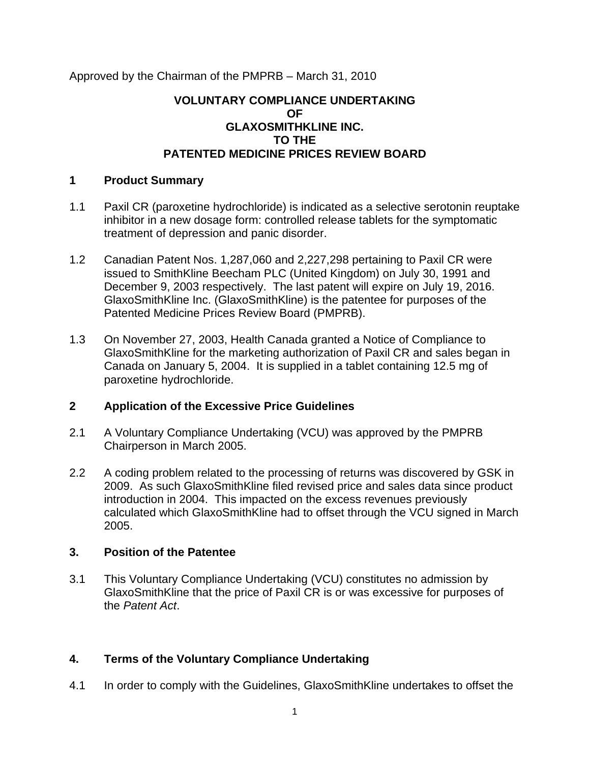Approved by the Chairman of the PMPRB – March 31, 2010

**VOLUNTARY COMPLIANCE UNDERTAKING**
**OF**
**GLAXOSMITHKLINE INC.**
**TO THE**
**PATENTED MEDICINE PRICES REVIEW BOARD**

## 1 Product Summary

1.1 Paxil CR (paroxetine hydrochloride) is indicated as a selective serotonin reuptake inhibitor in a new dosage form: controlled release tablets for the symptomatic treatment of depression and panic disorder.

1.2 Canadian Patent Nos. 1,287,060 and 2,227,298 pertaining to Paxil CR were issued to SmithKline Beecham PLC (United Kingdom) on July 30, 1991 and December 9, 2003 respectively. The last patent will expire on July 19, 2016. GlaxoSmithKline Inc. (GlaxoSmithKline) is the patentee for purposes of the Patented Medicine Prices Review Board (PMPRB).

1.3 On November 27, 2003, Health Canada granted a Notice of Compliance to GlaxoSmithKline for the marketing authorization of Paxil CR and sales began in Canada on January 5, 2004. It is supplied in a tablet containing 12.5 mg of paroxetine hydrochloride.

## 2 Application of the Excessive Price Guidelines

2.1 A Voluntary Compliance Undertaking (VCU) was approved by the PMPRB Chairperson in March 2005.

2.2 A coding problem related to the processing of returns was discovered by GSK in 2009. As such GlaxoSmithKline filed revised price and sales data since product introduction in 2004. This impacted on the excess revenues previously calculated which GlaxoSmithKline had to offset through the VCU signed in March 2005.

## 3. Position of the Patentee

3.1 This Voluntary Compliance Undertaking (VCU) constitutes no admission by GlaxoSmithKline that the price of Paxil CR is or was excessive for purposes of the *Patent Act*.

## 4. Terms of the Voluntary Compliance Undertaking

4.1 In order to comply with the Guidelines, GlaxoSmithKline undertakes to offset the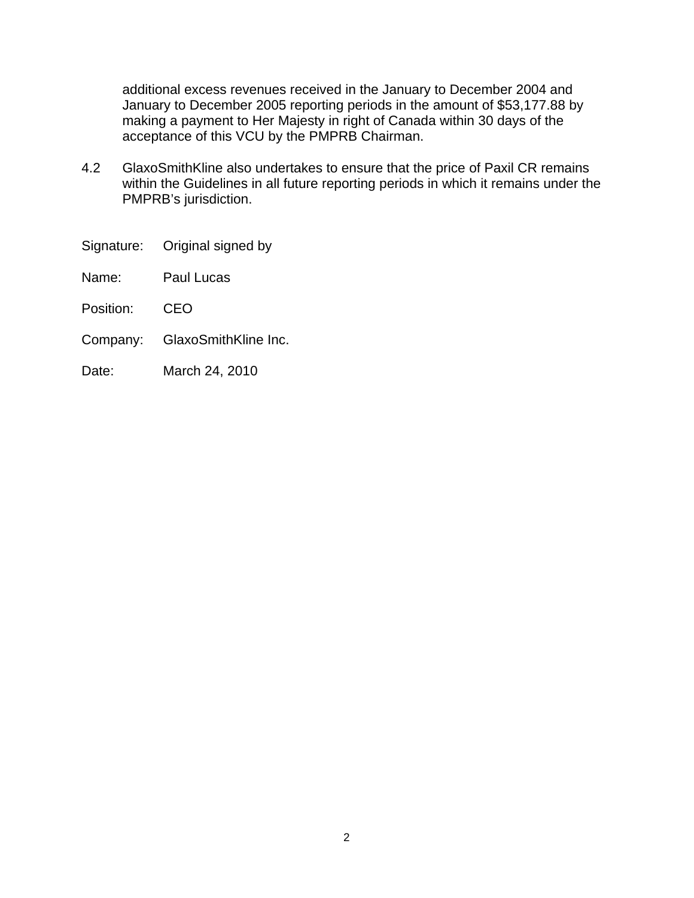additional excess revenues received in the January to December 2004 and January to December 2005 reporting periods in the amount of $53,177.88 by making a payment to Her Majesty in right of Canada within 30 days of the acceptance of this VCU by the PMPRB Chairman.

4.2 GlaxoSmithKline also undertakes to ensure that the price of Paxil CR remains within the Guidelines in all future reporting periods in which it remains under the PMPRB's jurisdiction.

Signature: Original signed by

Name: Paul Lucas

Position: CEO

Company: GlaxoSmithKline Inc.

Date: March 24, 2010